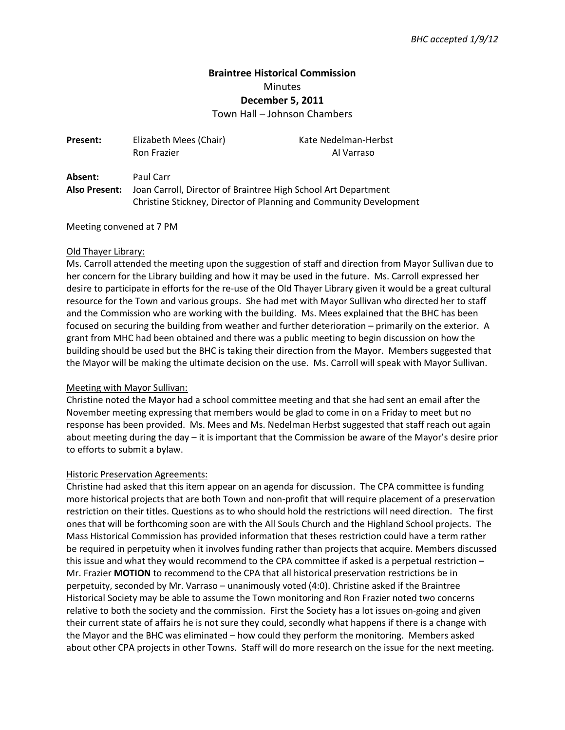*BHC accepted 1/9/12*

**Braintree Historical Commission**

Minutes

**December 5, 2011**

Town Hall – Johnson Chambers

| | | |
|---|---|---|
| **Present:** | Elizabeth Mees (Chair) | Kate Nedelman-Herbst |
| | Ron Frazier | Al Varraso |
| **Absent:** | Paul Carr | |
| **Also Present:** | Joan Carroll, Director of Braintree High School Art Department | |
| | Christine Stickney, Director of Planning and Community Development | |

Meeting convened at 7 PM

Old Thayer Library:

Ms. Carroll attended the meeting upon the suggestion of staff and direction from Mayor Sullivan due to her concern for the Library building and how it may be used in the future. Ms. Carroll expressed her desire to participate in efforts for the re-use of the Old Thayer Library given it would be a great cultural resource for the Town and various groups. She had met with Mayor Sullivan who directed her to staff and the Commission who are working with the building. Ms. Mees explained that the BHC has been focused on securing the building from weather and further deterioration – primarily on the exterior. A grant from MHC had been obtained and there was a public meeting to begin discussion on how the building should be used but the BHC is taking their direction from the Mayor. Members suggested that the Mayor will be making the ultimate decision on the use. Ms. Carroll will speak with Mayor Sullivan.

Meeting with Mayor Sullivan:

Christine noted the Mayor had a school committee meeting and that she had sent an email after the November meeting expressing that members would be glad to come in on a Friday to meet but no response has been provided. Ms. Mees and Ms. Nedelman Herbst suggested that staff reach out again about meeting during the day – it is important that the Commission be aware of the Mayor's desire prior to efforts to submit a bylaw.

Historic Preservation Agreements:

Christine had asked that this item appear on an agenda for discussion. The CPA committee is funding more historical projects that are both Town and non-profit that will require placement of a preservation restriction on their titles. Questions as to who should hold the restrictions will need direction. The first ones that will be forthcoming soon are with the All Souls Church and the Highland School projects. The Mass Historical Commission has provided information that theses restriction could have a term rather be required in perpetuity when it involves funding rather than projects that acquire. Members discussed this issue and what they would recommend to the CPA committee if asked is a perpetual restriction – Mr. Frazier **MOTION** to recommend to the CPA that all historical preservation restrictions be in perpetuity, seconded by Mr. Varraso – unanimously voted (4:0). Christine asked if the Braintree Historical Society may be able to assume the Town monitoring and Ron Frazier noted two concerns relative to both the society and the commission. First the Society has a lot issues on-going and given their current state of affairs he is not sure they could, secondly what happens if there is a change with the Mayor and the BHC was eliminated – how could they perform the monitoring. Members asked about other CPA projects in other Towns. Staff will do more research on the issue for the next meeting.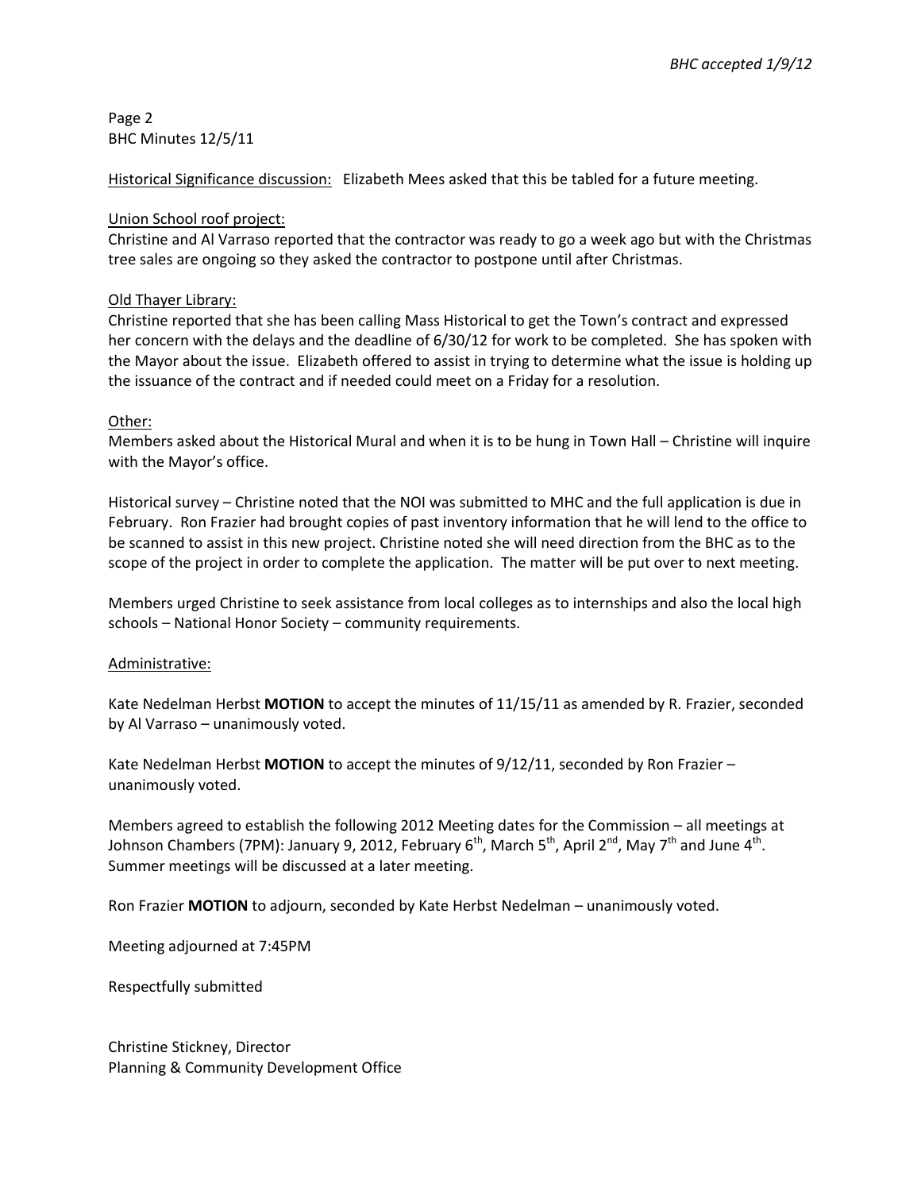Page 2
BHC Minutes 12/5/11

Historical Significance discussion: Elizabeth Mees asked that this be tabled for a future meeting.

Union School roof project:
Christine and Al Varraso reported that the contractor was ready to go a week ago but with the Christmas tree sales are ongoing so they asked the contractor to postpone until after Christmas.

Old Thayer Library:
Christine reported that she has been calling Mass Historical to get the Town's contract and expressed her concern with the delays and the deadline of 6/30/12 for work to be completed. She has spoken with the Mayor about the issue. Elizabeth offered to assist in trying to determine what the issue is holding up the issuance of the contract and if needed could meet on a Friday for a resolution.

Other:
Members asked about the Historical Mural and when it is to be hung in Town Hall – Christine will inquire with the Mayor's office.

Historical survey – Christine noted that the NOI was submitted to MHC and the full application is due in February. Ron Frazier had brought copies of past inventory information that he will lend to the office to be scanned to assist in this new project. Christine noted she will need direction from the BHC as to the scope of the project in order to complete the application. The matter will be put over to next meeting.

Members urged Christine to seek assistance from local colleges as to internships and also the local high schools – National Honor Society – community requirements.

Administrative:

Kate Nedelman Herbst **MOTION** to accept the minutes of 11/15/11 as amended by R. Frazier, seconded by Al Varraso – unanimously voted.

Kate Nedelman Herbst **MOTION** to accept the minutes of 9/12/11, seconded by Ron Frazier – unanimously voted.

Members agreed to establish the following 2012 Meeting dates for the Commission – all meetings at Johnson Chambers (7PM): January 9, 2012, February 6th, March 5th, April 2nd, May 7th and June 4th. Summer meetings will be discussed at a later meeting.

Ron Frazier **MOTION** to adjourn, seconded by Kate Herbst Nedelman – unanimously voted.

Meeting adjourned at 7:45PM

Respectfully submitted

Christine Stickney, Director
Planning & Community Development Office